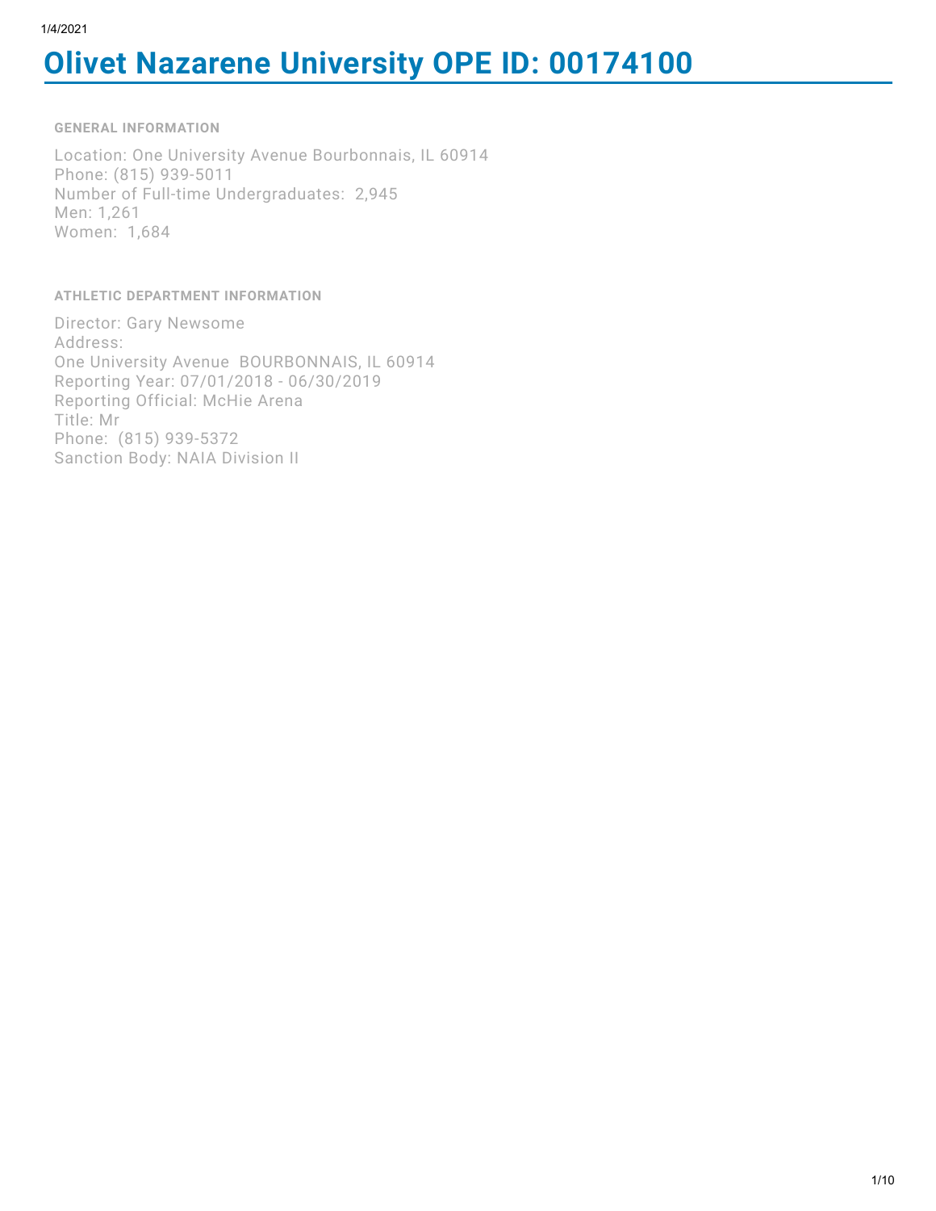# Olivet Nazarene University OPE ID: 00174100

### GENERAL INFORMATION

Location: One University Avenue Bourbonnais, IL 60914
Phone: (815) 939-5011
Number of Full-time Undergraduates: 2,945
Men: 1,261
Women: 1,684

### ATHLETIC DEPARTMENT INFORMATION

Director: Gary Newsome
Address:
One University Avenue BOURBONNAIS, IL 60914
Reporting Year: 07/01/2018 - 06/30/2019
Reporting Official: McHie Arena
Title: Mr
Phone: (815) 939-5372
Sanction Body: NAIA Division II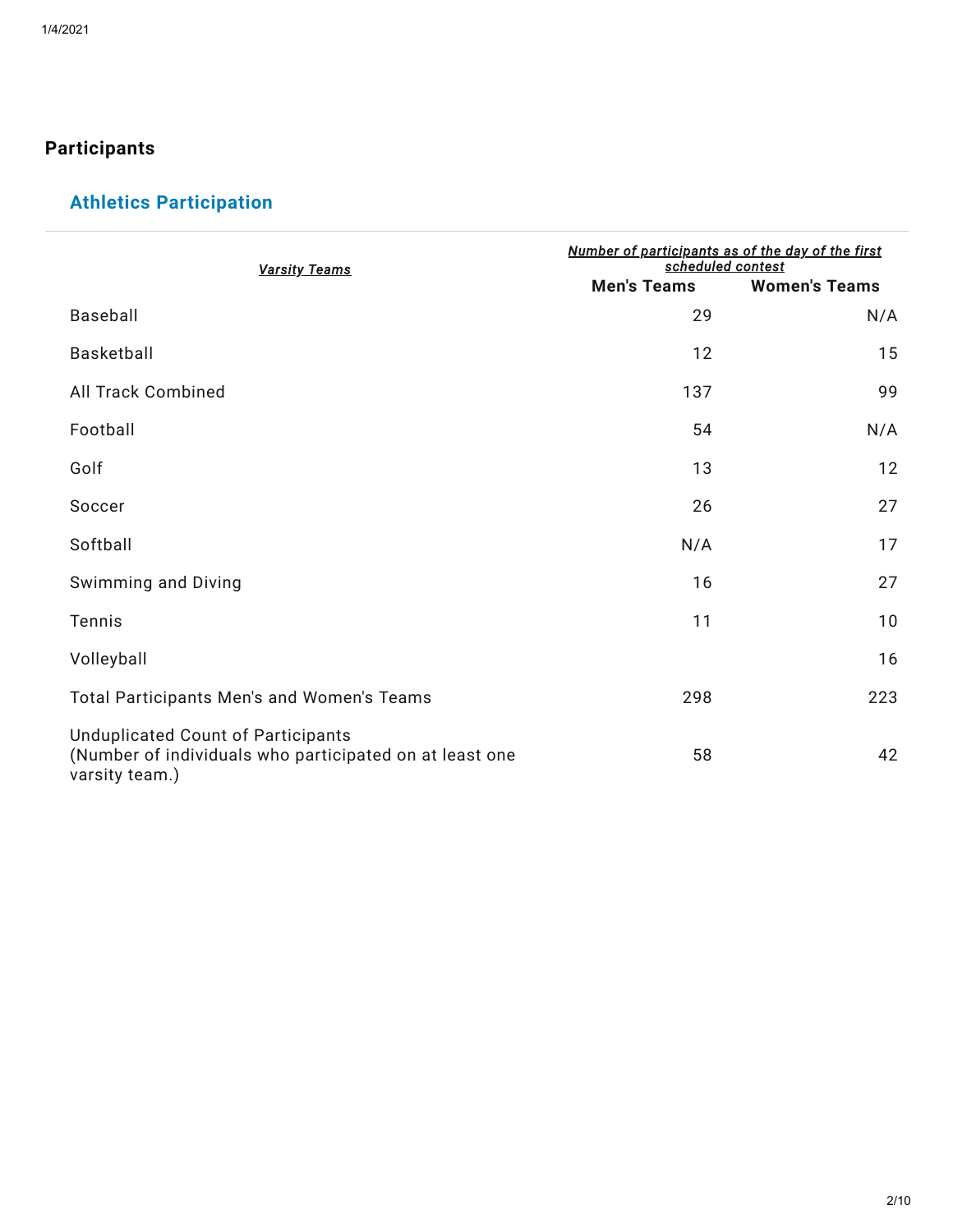## Participants

### Athletics Participation

| *Varsity Teams* | *Number of participants as of the day of the first scheduled contest* | |
|---|---|---|
| | **Men's Teams** | **Women's Teams** |
| Baseball | 29 | N/A |
| Basketball | 12 | 15 |
| All Track Combined | 137 | 99 |
| Football | 54 | N/A |
| Golf | 13 | 12 |
| Soccer | 26 | 27 |
| Softball | N/A | 17 |
| Swimming and Diving | 16 | 27 |
| Tennis | 11 | 10 |
| Volleyball | | 16 |
| Total Participants Men's and Women's Teams | 298 | 223 |
| Unduplicated Count of Participants (Number of individuals who participated on at least one varsity team.) | 58 | 42 |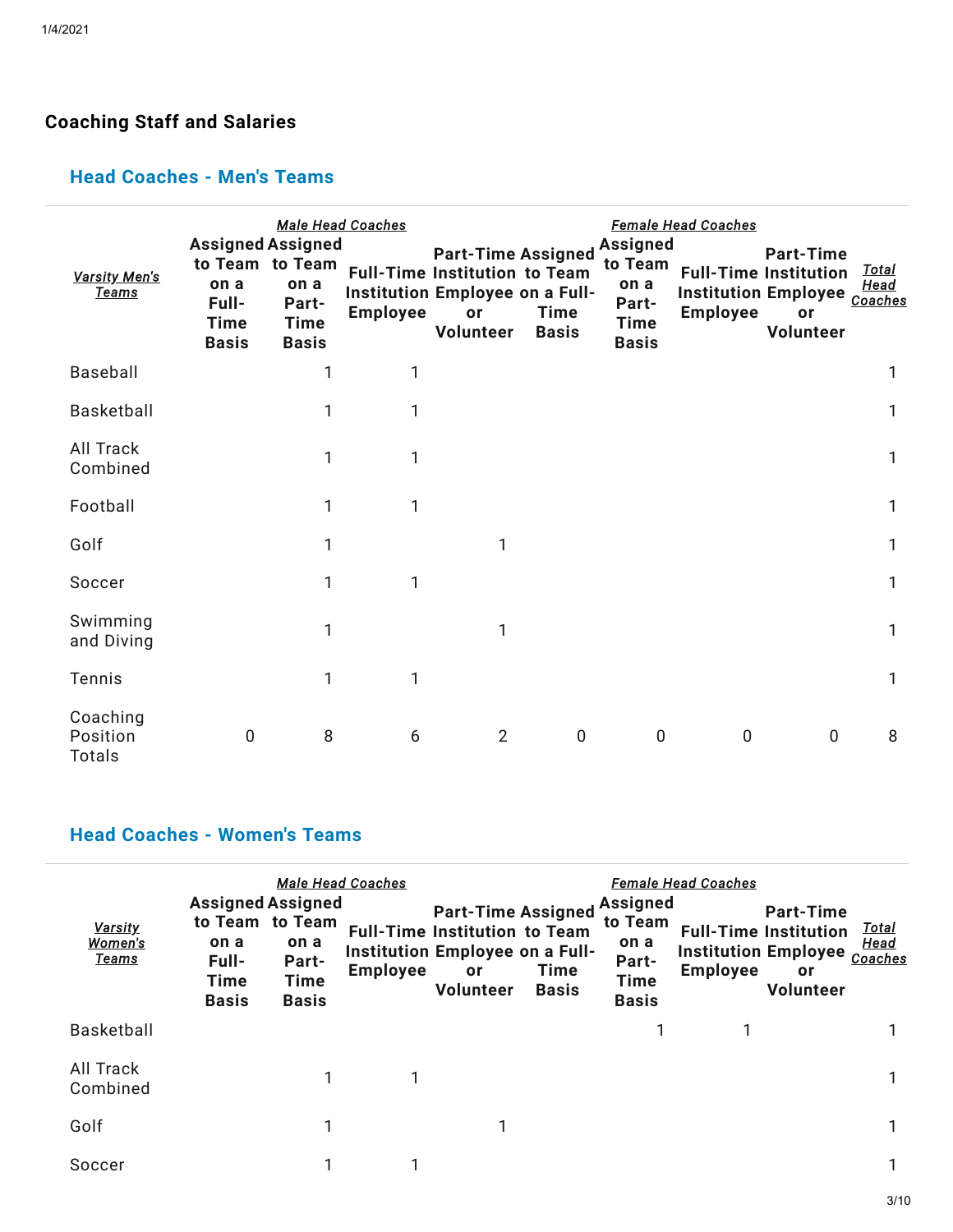## Coaching Staff and Salaries

### Head Coaches - Men's Teams

| *Varsity Men's Teams* | *Male Head Coaches* | | | | *Female Head Coaches* | | | | *Total Head Coaches* |
|---|---|---|---|---|---|---|---|---|---|
| | **Assigned to Team on a Full-Time Basis** | **Assigned to Team on a Part-Time Basis** | **Full-Time Institution Employee** | **Part-Time Institution Employee or Volunteer** | **Assigned to Team on a Full-Time Basis** | **Assigned to Team on a Part-Time Basis** | **Full-Time Institution Employee** | **Part-Time Institution Employee or Volunteer** | |
| Baseball | | 1 | 1 | | | | | | 1 |
| Basketball | | 1 | 1 | | | | | | 1 |
| All Track Combined | | 1 | 1 | | | | | | 1 |
| Football | | 1 | 1 | | | | | | 1 |
| Golf | | 1 | | 1 | | | | | 1 |
| Soccer | | 1 | 1 | | | | | | 1 |
| Swimming and Diving | | 1 | | 1 | | | | | 1 |
| Tennis | | 1 | 1 | | | | | | 1 |
| Coaching Position Totals | 0 | 8 | 6 | 2 | 0 | 0 | 0 | 0 | 8 |

### Head Coaches - Women's Teams

| *Varsity Women's Teams* | *Male Head Coaches* | | | | *Female Head Coaches* | | | | *Total Head Coaches* |
|---|---|---|---|---|---|---|---|---|---|
| | **Assigned to Team on a Full-Time Basis** | **Assigned to Team on a Part-Time Basis** | **Full-Time Institution Employee** | **Part-Time Institution Employee or Volunteer** | **Assigned to Team on a Full-Time Basis** | **Assigned to Team on a Part-Time Basis** | **Full-Time Institution Employee** | **Part-Time Institution Employee or Volunteer** | |
| Basketball | | | | | | 1 | 1 | | 1 |
| All Track Combined | | 1 | 1 | | | | | | 1 |
| Golf | | 1 | | 1 | | | | | 1 |
| Soccer | | 1 | 1 | | | | | | 1 |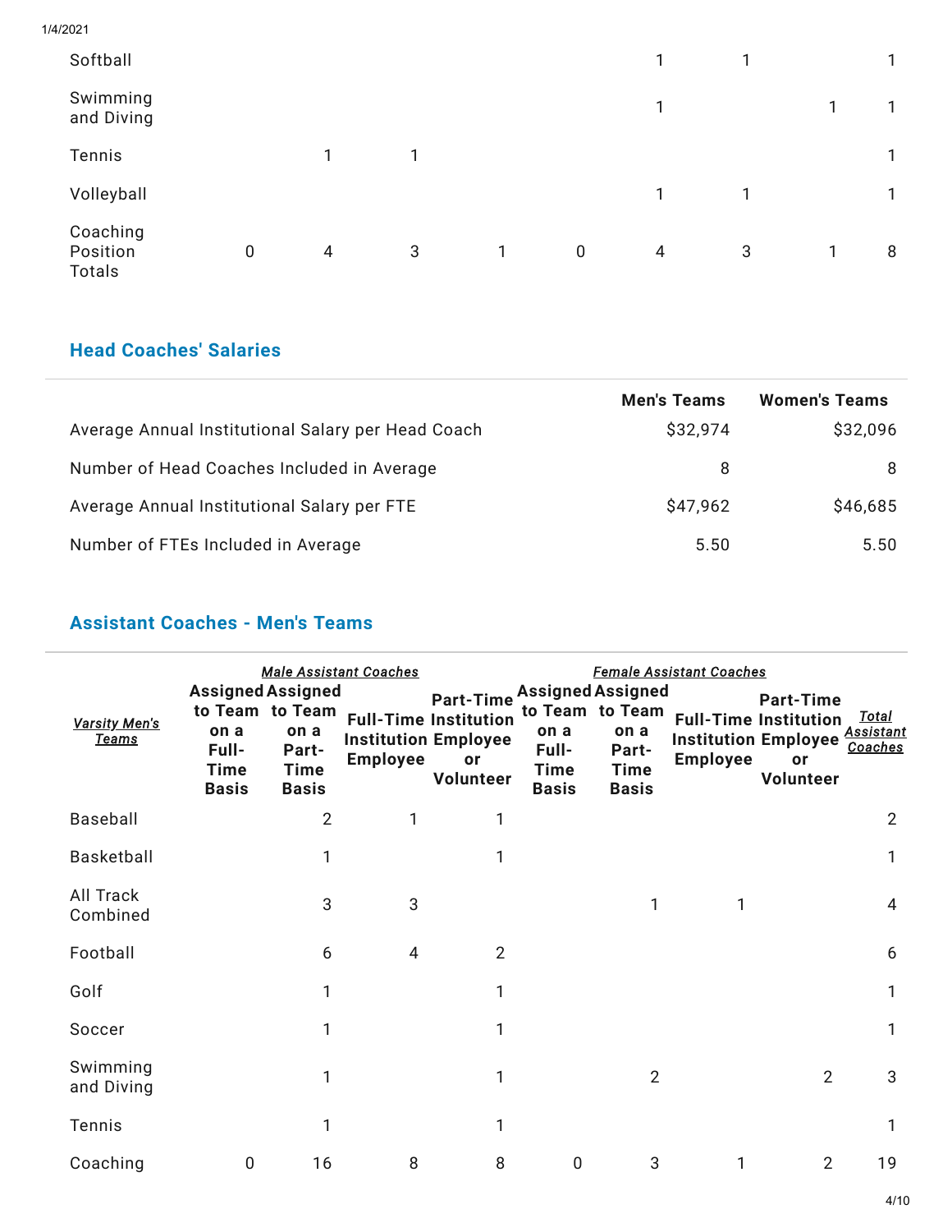| | | | | | | | | | |
|---|---|---|---|---|---|---|---|---|---|
| Softball | | | | | | 1 | 1 | | 1 |
| Swimming and Diving | | | | | | 1 | | 1 | 1 |
| Tennis | | 1 | 1 | | | | | | 1 |
| Volleyball | | | | | | 1 | 1 | | 1 |
| Coaching Position Totals | 0 | 4 | 3 | 1 | 0 | 4 | 3 | 1 | 8 |

## Head Coaches' Salaries

| | Men's Teams | Women's Teams |
|---|---|---|
| Average Annual Institutional Salary per Head Coach | $32,974 | $32,096 |
| Number of Head Coaches Included in Average | 8 | 8 |
| Average Annual Institutional Salary per FTE | $47,962 | $46,685 |
| Number of FTEs Included in Average | 5.50 | 5.50 |

## Assistant Coaches - Men's Teams

| | *Male Assistant Coaches* | | | | *Female Assistant Coaches* | | | | |
|---|---|---|---|---|---|---|---|---|---|
| *Varsity Men's Teams* | **Assigned to Team on a Full-Time Basis** | **Assigned to Team on a Part-Time Basis** | **Full-Time Institution Employee** | **Part-Time Institution Employee or Volunteer** | **Assigned to Team on a Full-Time Basis** | **Assigned to Team on a Part-Time Basis** | **Full-Time Institution Employee** | **Part-Time Institution Employee or Volunteer** | *Total Assistant Coaches* |
| Baseball | | 2 | 1 | 1 | | | | | 2 |
| Basketball | | 1 | | 1 | | | | | 1 |
| All Track Combined | | 3 | 3 | | | 1 | 1 | | 4 |
| Football | | 6 | 4 | 2 | | | | | 6 |
| Golf | | 1 | | 1 | | | | | 1 |
| Soccer | | 1 | | 1 | | | | | 1 |
| Swimming and Diving | | 1 | | 1 | | 2 | | 2 | 3 |
| Tennis | | 1 | | 1 | | | | | 1 |
| Coaching | 0 | 16 | 8 | 8 | 0 | 3 | 1 | 2 | 19 |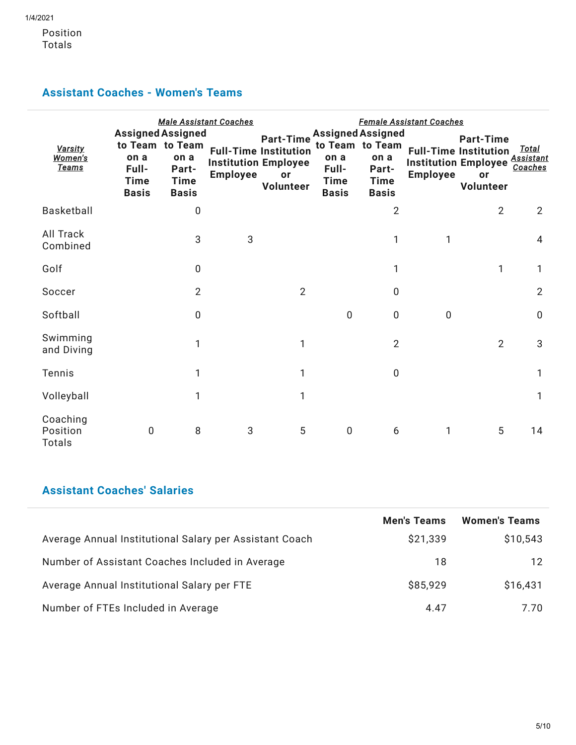Position
Totals

## Assistant Coaches - Women's Teams

| *Varsity Women's Teams* | *Male Assistant Coaches* | | | | *Female Assistant Coaches* | | | | *Total Assistant Coaches* |
|---|---|---|---|---|---|---|---|---|---|
| | **Assigned to Team on a Full-Time Basis** | **Assigned to Team on a Part-Time Basis** | **Full-Time Institution Employee** | **Part-Time Institution Employee or Volunteer** | **Assigned to Team on a Full-Time Basis** | **Assigned to Team on a Part-Time Basis** | **Full-Time Institution Employee** | **Part-Time Institution Employee or Volunteer** | |
| Basketball | | 0 | | | | 2 | | 2 | 2 |
| All Track Combined | | 3 | 3 | | | 1 | 1 | | 4 |
| Golf | | 0 | | | | 1 | | 1 | 1 |
| Soccer | | 2 | | 2 | | 0 | | | 2 |
| Softball | | 0 | | | 0 | 0 | 0 | | 0 |
| Swimming and Diving | | 1 | | 1 | | 2 | | 2 | 3 |
| Tennis | | 1 | | 1 | | 0 | | | 1 |
| Volleyball | | 1 | | 1 | | | | | 1 |
| Coaching Position Totals | 0 | 8 | 3 | 5 | 0 | 6 | 1 | 5 | 14 |

## Assistant Coaches' Salaries

| | **Men's Teams** | **Women's Teams** |
|---|---|---|
| Average Annual Institutional Salary per Assistant Coach | $21,339 | $10,543 |
| Number of Assistant Coaches Included in Average | 18 | 12 |
| Average Annual Institutional Salary per FTE | $85,929 | $16,431 |
| Number of FTEs Included in Average | 4.47 | 7.70 |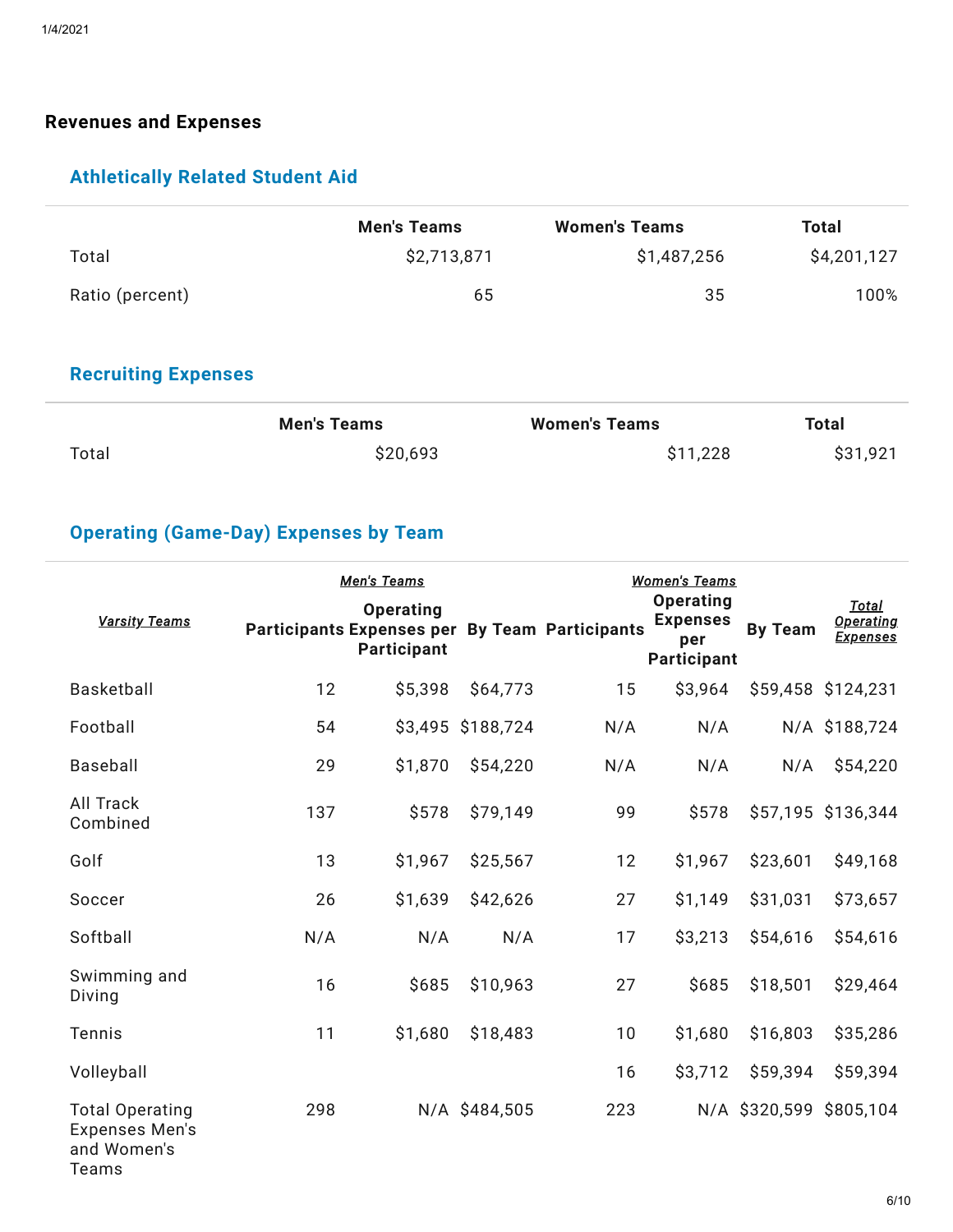## Revenues and Expenses

### Athletically Related Student Aid

| | Men's Teams | Women's Teams | Total |
|---|---|---|---|
| Total | $2,713,871 | $1,487,256 | $4,201,127 |
| Ratio (percent) | 65 | 35 | 100% |

### Recruiting Expenses

| | Men's Teams | Women's Teams | Total |
|---|---|---|---|
| Total | $20,693 | $11,228 | $31,921 |

### Operating (Game-Day) Expenses by Team

| *Varsity Teams* | *Men's Teams* | | | *Women's Teams* | | | *Total Operating Expenses* |
|---|---|---|---|---|---|---|---|
| | Participants | Operating Expenses per Participant | By Team | Participants | Operating Expenses per Participant | By Team | |
| Basketball | 12 | $5,398 | $64,773 | 15 | $3,964 | $59,458 | $124,231 |
| Football | 54 | $3,495 | $188,724 | N/A | N/A | N/A | $188,724 |
| Baseball | 29 | $1,870 | $54,220 | N/A | N/A | N/A | $54,220 |
| All Track Combined | 137 | $578 | $79,149 | 99 | $578 | $57,195 | $136,344 |
| Golf | 13 | $1,967 | $25,567 | 12 | $1,967 | $23,601 | $49,168 |
| Soccer | 26 | $1,639 | $42,626 | 27 | $1,149 | $31,031 | $73,657 |
| Softball | N/A | N/A | N/A | 17 | $3,213 | $54,616 | $54,616 |
| Swimming and Diving | 16 | $685 | $10,963 | 27 | $685 | $18,501 | $29,464 |
| Tennis | 11 | $1,680 | $18,483 | 10 | $1,680 | $16,803 | $35,286 |
| Volleyball | | | | 16 | $3,712 | $59,394 | $59,394 |
| Total Operating Expenses Men's and Women's Teams | 298 | N/A | $484,505 | 223 | N/A | $320,599 | $805,104 |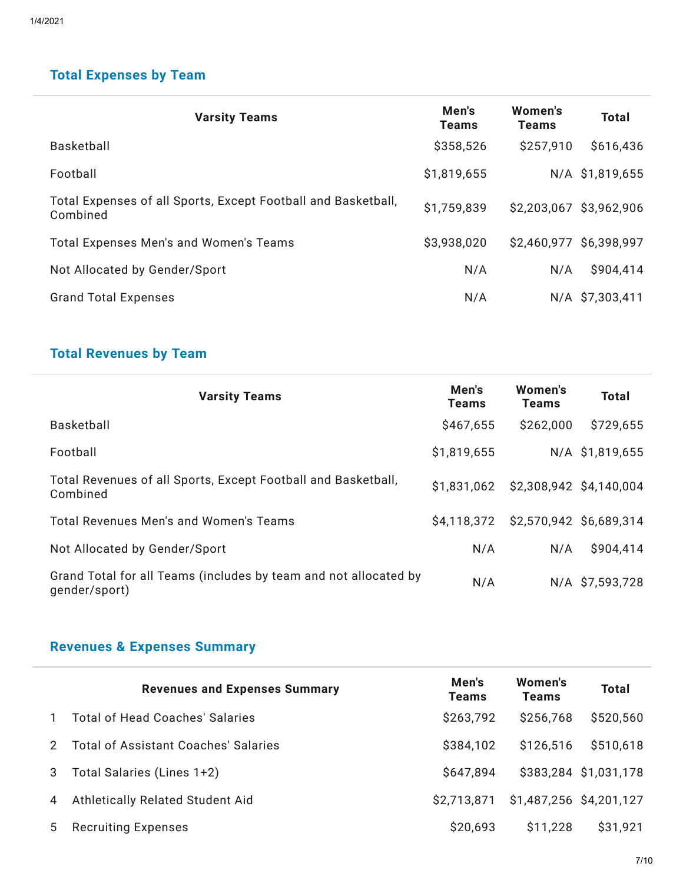## Total Expenses by Team

| Varsity Teams | Men's Teams | Women's Teams | Total |
|---|---|---|---|
| Basketball | $358,526 | $257,910 | $616,436 |
| Football | $1,819,655 | N/A | $1,819,655 |
| Total Expenses of all Sports, Except Football and Basketball, Combined | $1,759,839 | $2,203,067 | $3,962,906 |
| Total Expenses Men's and Women's Teams | $3,938,020 | $2,460,977 | $6,398,997 |
| Not Allocated by Gender/Sport | N/A | N/A | $904,414 |
| Grand Total Expenses | N/A | N/A | $7,303,411 |

## Total Revenues by Team

| Varsity Teams | Men's Teams | Women's Teams | Total |
|---|---|---|---|
| Basketball | $467,655 | $262,000 | $729,655 |
| Football | $1,819,655 | N/A | $1,819,655 |
| Total Revenues of all Sports, Except Football and Basketball, Combined | $1,831,062 | $2,308,942 | $4,140,004 |
| Total Revenues Men's and Women's Teams | $4,118,372 | $2,570,942 | $6,689,314 |
| Not Allocated by Gender/Sport | N/A | N/A | $904,414 |
| Grand Total for all Teams (includes by team and not allocated by gender/sport) | N/A | N/A | $7,593,728 |

## Revenues & Expenses Summary

| | Revenues and Expenses Summary | Men's Teams | Women's Teams | Total |
|---|---|---|---|---|
| 1 | Total of Head Coaches' Salaries | $263,792 | $256,768 | $520,560 |
| 2 | Total of Assistant Coaches' Salaries | $384,102 | $126,516 | $510,618 |
| 3 | Total Salaries (Lines 1+2) | $647,894 | $383,284 | $1,031,178 |
| 4 | Athletically Related Student Aid | $2,713,871 | $1,487,256 | $4,201,127 |
| 5 | Recruiting Expenses | $20,693 | $11,228 | $31,921 |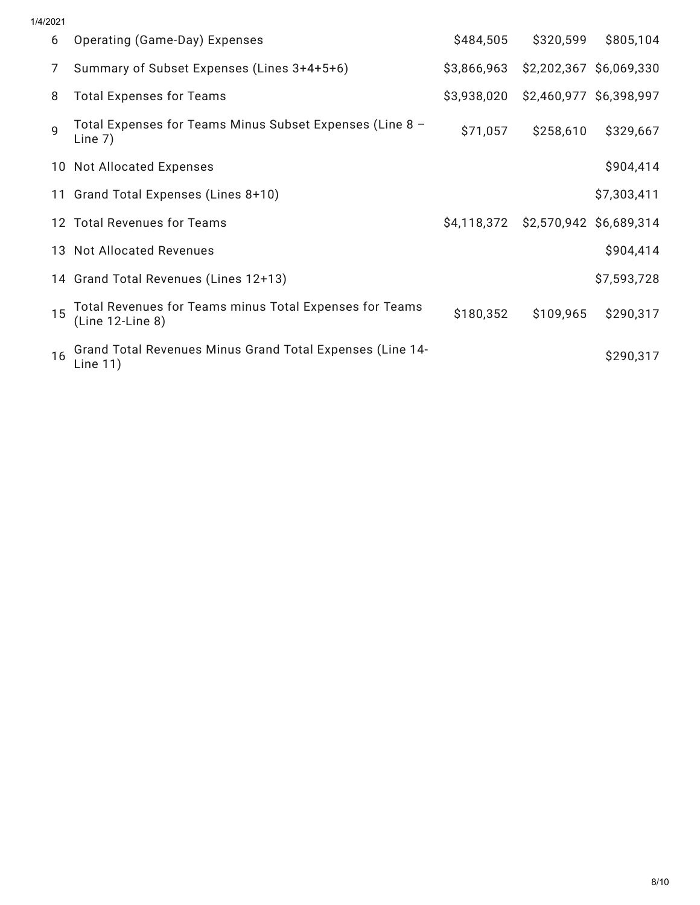| | | | | |
|---|---|---|---|---|
| 6 | Operating (Game-Day) Expenses | $484,505 | $320,599 | $805,104 |
| 7 | Summary of Subset Expenses (Lines 3+4+5+6) | $3,866,963 | $2,202,367 | $6,069,330 |
| 8 | Total Expenses for Teams | $3,938,020 | $2,460,977 | $6,398,997 |
| 9 | Total Expenses for Teams Minus Subset Expenses (Line 8 – Line 7) | $71,057 | $258,610 | $329,667 |
| 10 | Not Allocated Expenses | | | $904,414 |
| 11 | Grand Total Expenses (Lines 8+10) | | | $7,303,411 |
| 12 | Total Revenues for Teams | $4,118,372 | $2,570,942 | $6,689,314 |
| 13 | Not Allocated Revenues | | | $904,414 |
| 14 | Grand Total Revenues (Lines 12+13) | | | $7,593,728 |
| 15 | Total Revenues for Teams minus Total Expenses for Teams (Line 12-Line 8) | $180,352 | $109,965 | $290,317 |
| 16 | Grand Total Revenues Minus Grand Total Expenses (Line 14-Line 11) | | | $290,317 |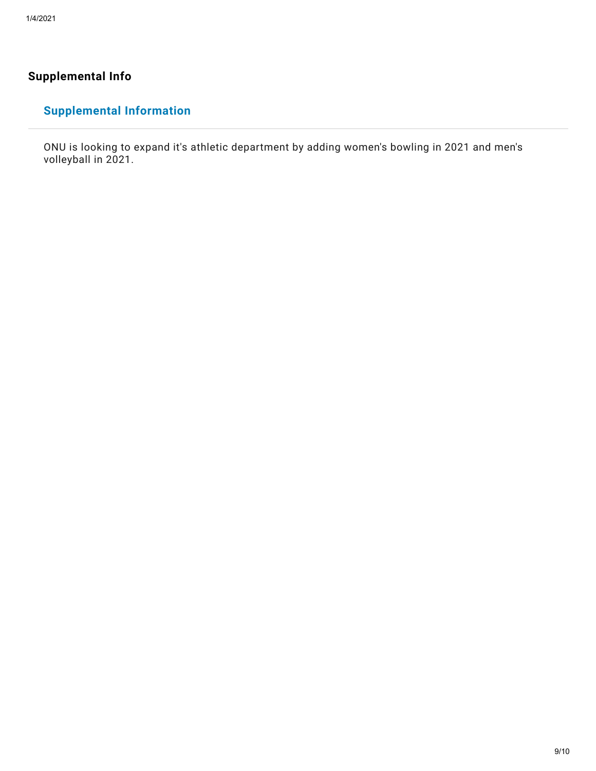## Supplemental Info

### Supplemental Information

ONU is looking to expand it's athletic department by adding women's bowling in 2021 and men's volleyball in 2021.